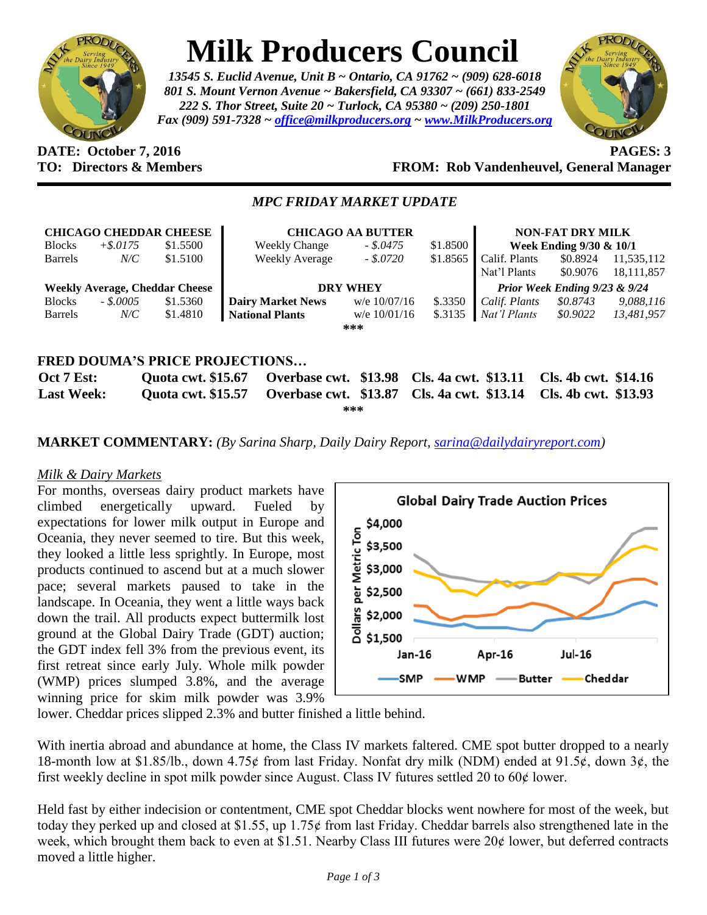# Milk Producers Council

*13545 S. Euclid Avenue, Unit B ~ Ontario, CA 91762 ~ (909) 628-6018*
*801 S. Mount Vernon Avenue ~ Bakersfield, CA 93307 ~ (661) 833-2549*
*222 S. Thor Street, Suite 20 ~ Turlock, CA 95380 ~ (209) 250-1801*
*Fax (909) 591-7328 ~ office@milkproducers.org ~ www.MilkProducers.org*

**DATE: October 7, 2016** **PAGES: 3**
**TO: Directors & Members** **FROM: Rob Vandenheuvel, General Manager**

## *MPC FRIDAY MARKET UPDATE*

| **CHICAGO CHEDDAR CHEESE** | | |
|---|---|---|
| Blocks | *+$.0175* | $1.5500 |
| Barrels | *N/C* | $1.5100 |
| **Weekly Average, Cheddar Cheese** | | |
| Blocks | *- $.0005* | $1.5360 |
| Barrels | *N/C* | $1.4810 |

| **CHICAGO AA BUTTER** | | |
|---|---|---|
| Weekly Change | *- $.0475* | $1.8500 |
| Weekly Average | *- $.0720* | $1.8565 |
| **DRY WHEY** | | |
| **Dairy Market News** | w/e 10/07/16 | $.3350 |
| **National Plants** | w/e 10/01/16 | $.3135 |

| **NON-FAT DRY MILK** | | |
|---|---|---|
| **Week Ending 9/30 & 10/1** | | |
| Calif. Plants | $0.8924 | 11,535,112 |
| Nat'l Plants | $0.9076 | 18,111,857 |
| ***Prior Week Ending 9/23 & 9/24*** | | |
| *Calif. Plants* | *$0.8743* | *9,088,116* |
| *Nat'l Plants* | *$0.9022* | *13,481,957* |

\*\*\*

### FRED DOUMA'S PRICE PROJECTIONS…

| | | | | |
|---|---|---|---|---|
| **Oct 7 Est:** | **Quota cwt. $15.67** | **Overbase cwt. $13.98** | **Cls. 4a cwt. $13.11** | **Cls. 4b cwt. $14.16** |
| **Last Week:** | **Quota cwt. $15.57** | **Overbase cwt. $13.87** | **Cls. 4a cwt. $13.14** | **Cls. 4b cwt. $13.93** |

\*\*\*

**MARKET COMMENTARY:** *(By Sarina Sharp, Daily Dairy Report, sarina@dailydairyreport.com)*

*Milk & Dairy Markets*

For months, overseas dairy product markets have climbed energetically upward. Fueled by expectations for lower milk output in Europe and Oceania, they never seemed to tire. But this week, they looked a little less sprightly. In Europe, most products continued to ascend but at a much slower pace; several markets paused to take in the landscape. In Oceania, they went a little ways back down the trail. All products expect buttermilk lost ground at the Global Dairy Trade (GDT) auction; the GDT index fell 3% from the previous event, its first retreat since early July. Whole milk powder (WMP) prices slumped 3.8%, and the average winning price for skim milk powder was 3.9% lower. Cheddar prices slipped 2.3% and butter finished a little behind.

With inertia abroad and abundance at home, the Class IV markets faltered. CME spot butter dropped to a nearly 18-month low at $1.85/lb., down 4.75¢ from last Friday. Nonfat dry milk (NDM) ended at 91.5¢, down 3¢, the first weekly decline in spot milk powder since August. Class IV futures settled 20 to 60¢ lower.

Held fast by either indecision or contentment, CME spot Cheddar blocks went nowhere for most of the week, but today they perked up and closed at $1.55, up 1.75¢ from last Friday. Cheddar barrels also strengthened late in the week, which brought them back to even at $1.51. Nearby Class III futures were 20¢ lower, but deferred contracts moved a little higher.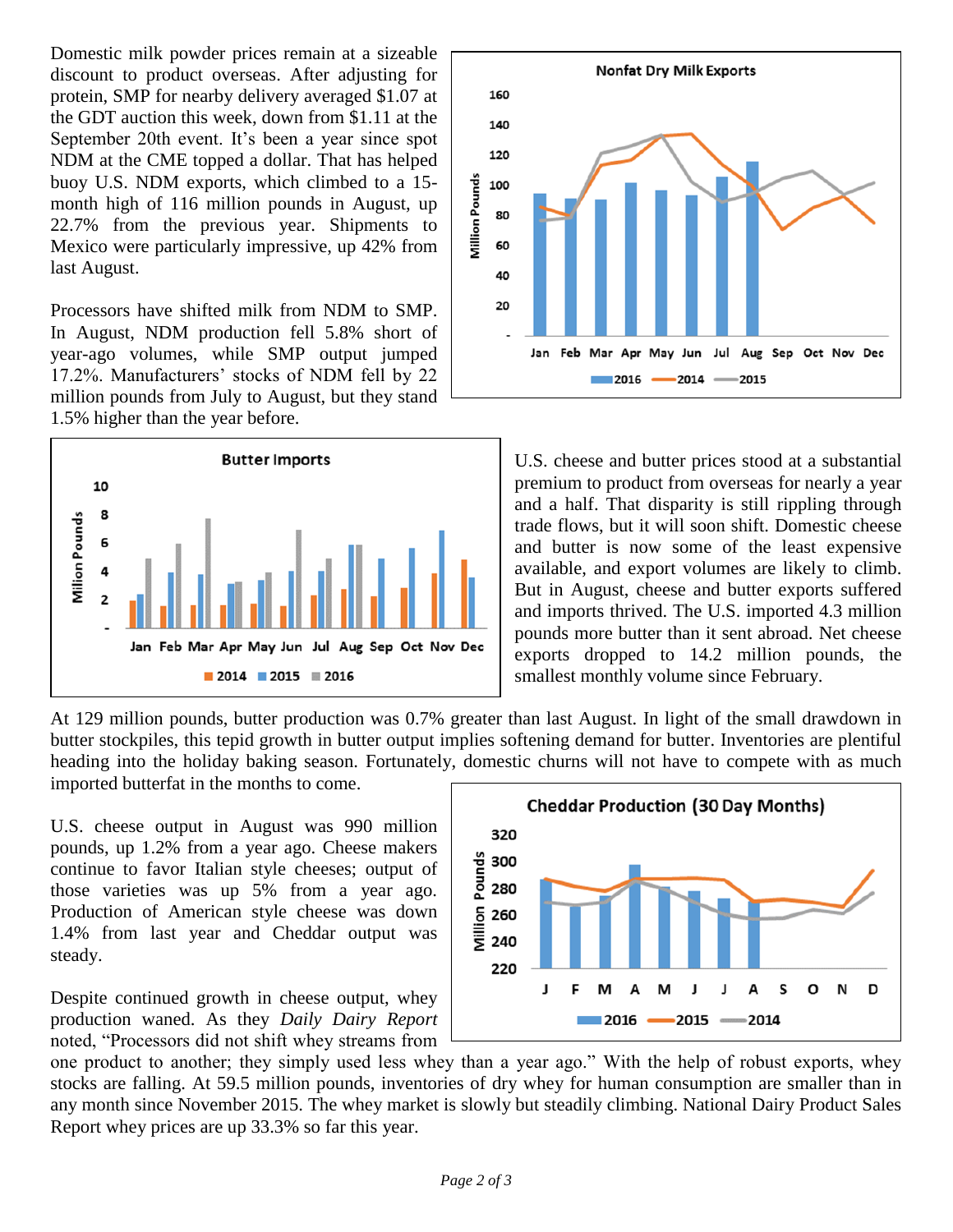Domestic milk powder prices remain at a sizeable discount to product overseas. After adjusting for protein, SMP for nearby delivery averaged $1.07 at the GDT auction this week, down from $1.11 at the September 20th event. It's been a year since spot NDM at the CME topped a dollar. That has helped buoy U.S. NDM exports, which climbed to a 15-month high of 116 million pounds in August, up 22.7% from the previous year. Shipments to Mexico were particularly impressive, up 42% from last August.

Processors have shifted milk from NDM to SMP. In August, NDM production fell 5.8% short of year-ago volumes, while SMP output jumped 17.2%. Manufacturers' stocks of NDM fell by 22 million pounds from July to August, but they stand 1.5% higher than the year before.

U.S. cheese and butter prices stood at a substantial premium to product from overseas for nearly a year and a half. That disparity is still rippling through trade flows, but it will soon shift. Domestic cheese and butter is now some of the least expensive available, and export volumes are likely to climb. But in August, cheese and butter exports suffered and imports thrived. The U.S. imported 4.3 million pounds more butter than it sent abroad. Net cheese exports dropped to 14.2 million pounds, the smallest monthly volume since February.

At 129 million pounds, butter production was 0.7% greater than last August. In light of the small drawdown in butter stockpiles, this tepid growth in butter output implies softening demand for butter. Inventories are plentiful heading into the holiday baking season. Fortunately, domestic churns will not have to compete with as much imported butterfat in the months to come.

U.S. cheese output in August was 990 million pounds, up 1.2% from a year ago. Cheese makers continue to favor Italian style cheeses; output of those varieties was up 5% from a year ago. Production of American style cheese was down 1.4% from last year and Cheddar output was steady.

Despite continued growth in cheese output, whey production waned. As they *Daily Dairy Report* noted, "Processors did not shift whey streams from one product to another; they simply used less whey than a year ago." With the help of robust exports, whey stocks are falling. At 59.5 million pounds, inventories of dry whey for human consumption are smaller than in any month since November 2015. The whey market is slowly but steadily climbing. National Dairy Product Sales Report whey prices are up 33.3% so far this year.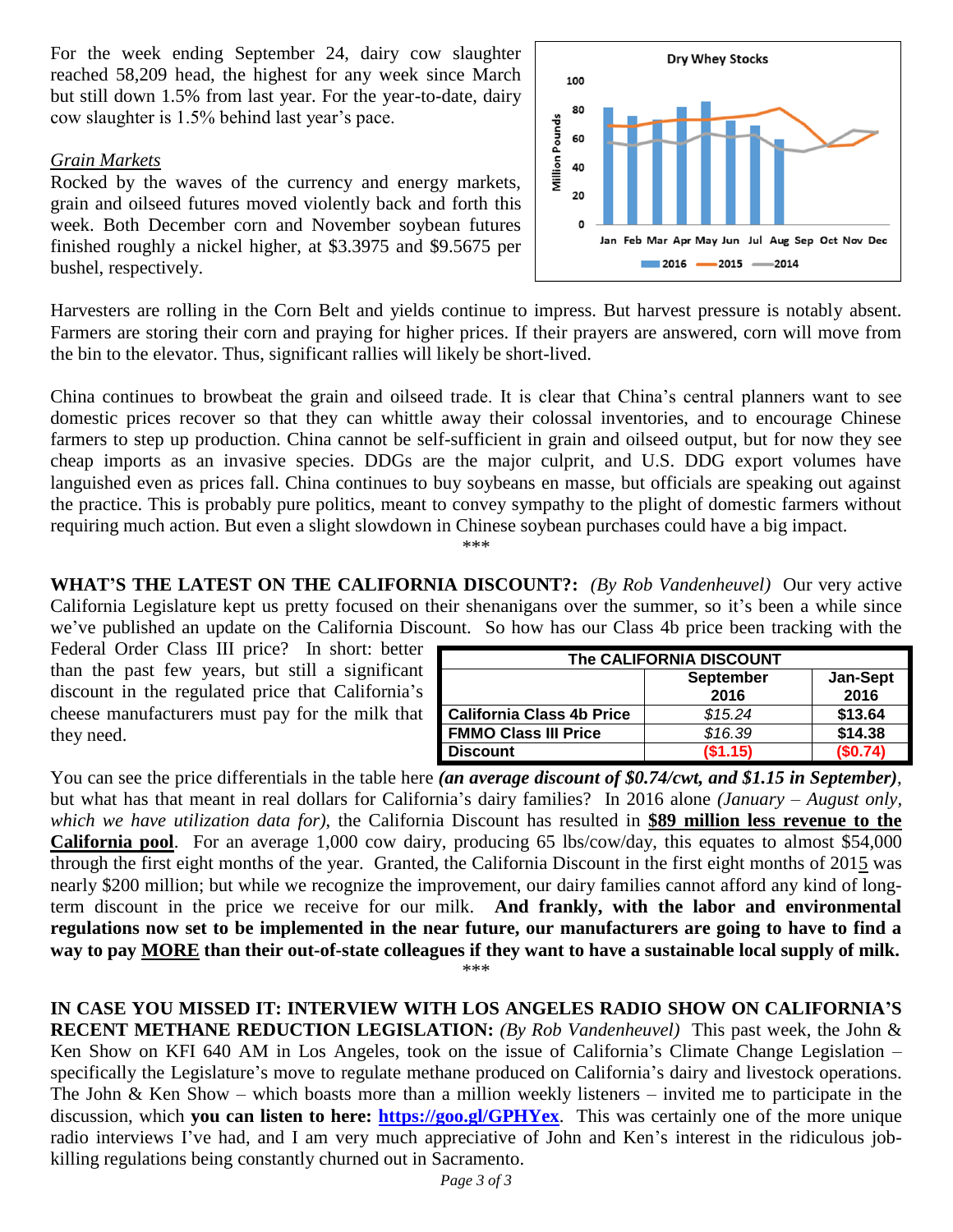For the week ending September 24, dairy cow slaughter reached 58,209 head, the highest for any week since March but still down 1.5% from last year. For the year-to-date, dairy cow slaughter is 1.5% behind last year's pace.

Dry Whey Stocks

Million Pounds

100
80
60
40
20
0

Jan Feb Mar Apr May Jun Jul Aug Sep Oct Nov Dec

2016 2015 2014

*Grain Markets*

Rocked by the waves of the currency and energy markets, grain and oilseed futures moved violently back and forth this week. Both December corn and November soybean futures finished roughly a nickel higher, at \$3.3975 and \$9.5675 per bushel, respectively.

Harvesters are rolling in the Corn Belt and yields continue to impress. But harvest pressure is notably absent. Farmers are storing their corn and praying for higher prices. If their prayers are answered, corn will move from the bin to the elevator. Thus, significant rallies will likely be short-lived.

China continues to browbeat the grain and oilseed trade. It is clear that China's central planners want to see domestic prices recover so that they can whittle away their colossal inventories, and to encourage Chinese farmers to step up production. China cannot be self-sufficient in grain and oilseed output, but for now they see cheap imports as an invasive species. DDGs are the major culprit, and U.S. DDG export volumes have languished even as prices fall. China continues to buy soybeans en masse, but officials are speaking out against the practice. This is probably pure politics, meant to convey sympathy to the plight of domestic farmers without requiring much action. But even a slight slowdown in Chinese soybean purchases could have a big impact.

\*\*\*

**WHAT'S THE LATEST ON THE CALIFORNIA DISCOUNT?:** *(By Rob Vandenheuvel)* Our very active California Legislature kept us pretty focused on their shenanigans over the summer, so it's been a while since we've published an update on the California Discount. So how has our Class 4b price been tracking with the Federal Order Class III price? In short: better than the past few years, but still a significant discount in the regulated price that California's cheese manufacturers must pay for the milk that they need.

| The CALIFORNIA DISCOUNT | | |
|---|---|---|
| | September 2016 | Jan-Sept 2016 |
| California Class 4b Price | *\$15.24* | \$13.64 |
| FMMO Class III Price | *\$16.39* | \$14.38 |
| Discount | (\$1.15) | (\$0.74) |

You can see the price differentials in the table here ***(an average discount of \$0.74/cwt, and \$1.15 in September)***, but what has that meant in real dollars for California's dairy families? In 2016 alone *(January – August only, which we have utilization data for)*, the California Discount has resulted in **\$89 million less revenue to the California pool**. For an average 1,000 cow dairy, producing 65 lbs/cow/day, this equates to almost \$54,000 through the first eight months of the year. Granted, the California Discount in the first eight months of 2015 was nearly \$200 million; but while we recognize the improvement, our dairy families cannot afford any kind of long-term discount in the price we receive for our milk. **And frankly, with the labor and environmental regulations now set to be implemented in the near future, our manufacturers are going to have to find a way to pay MORE than their out-of-state colleagues if they want to have a sustainable local supply of milk.**

\*\*\*

**IN CASE YOU MISSED IT: INTERVIEW WITH LOS ANGELES RADIO SHOW ON CALIFORNIA'S RECENT METHANE REDUCTION LEGISLATION:** *(By Rob Vandenheuvel)* This past week, the John & Ken Show on KFI 640 AM in Los Angeles, took on the issue of California's Climate Change Legislation – specifically the Legislature's move to regulate methane produced on California's dairy and livestock operations. The John & Ken Show – which boasts more than a million weekly listeners – invited me to participate in the discussion, which **you can listen to here: https://goo.gl/GPHYex**. This was certainly one of the more unique radio interviews I've had, and I am very much appreciative of John and Ken's interest in the ridiculous job-killing regulations being constantly churned out in Sacramento.